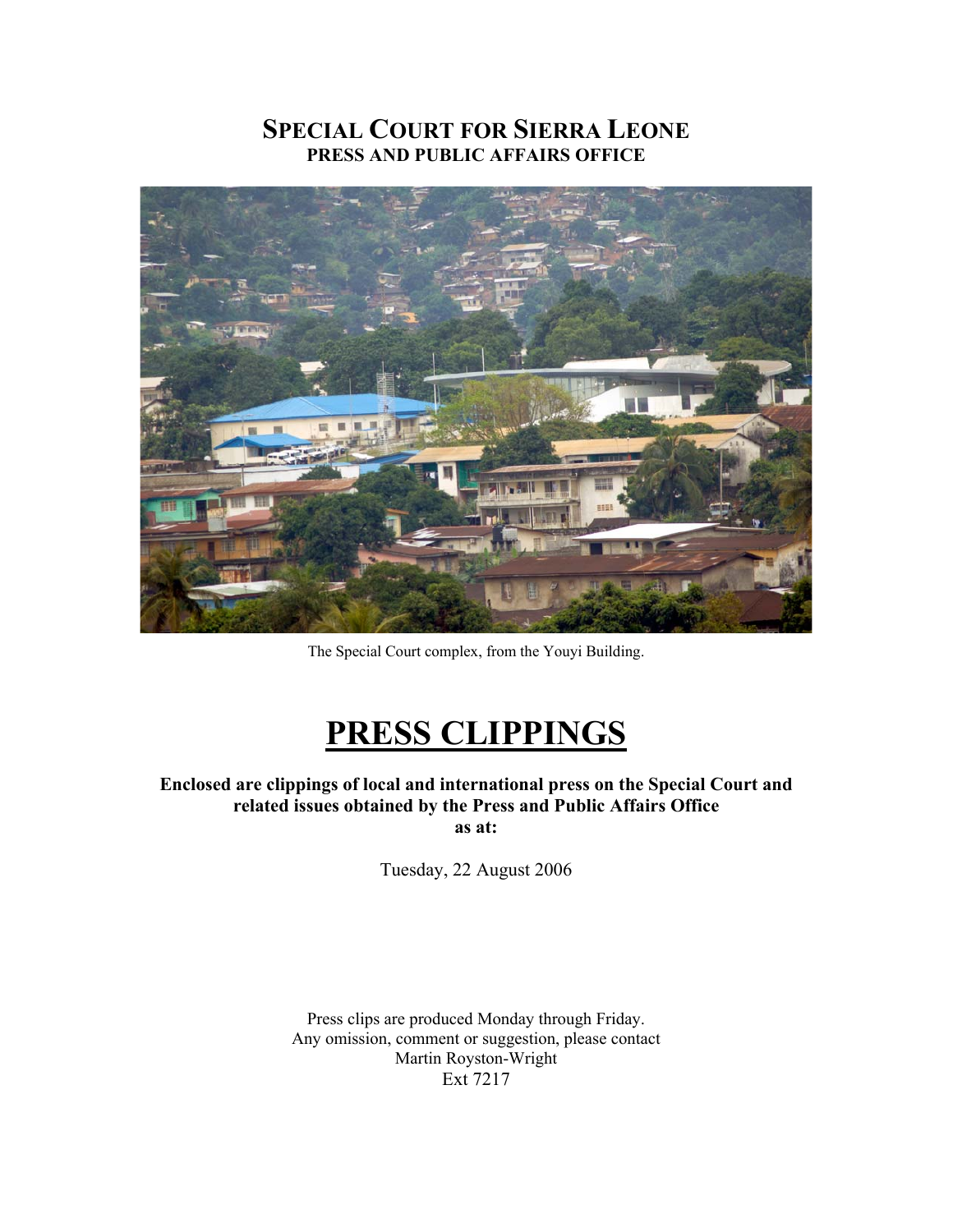# SPECIAL COURT FOR SIERRA LEONE
## PRESS AND PUBLIC AFFAIRS OFFICE

The Special Court complex, from the Youyi Building.

# PRESS CLIPPINGS

**Enclosed are clippings of local and international press on the Special Court and related issues obtained by the Press and Public Affairs Office as at:**

Tuesday, 22 August 2006

Press clips are produced Monday through Friday.
Any omission, comment or suggestion, please contact
Martin Royston-Wright
Ext 7217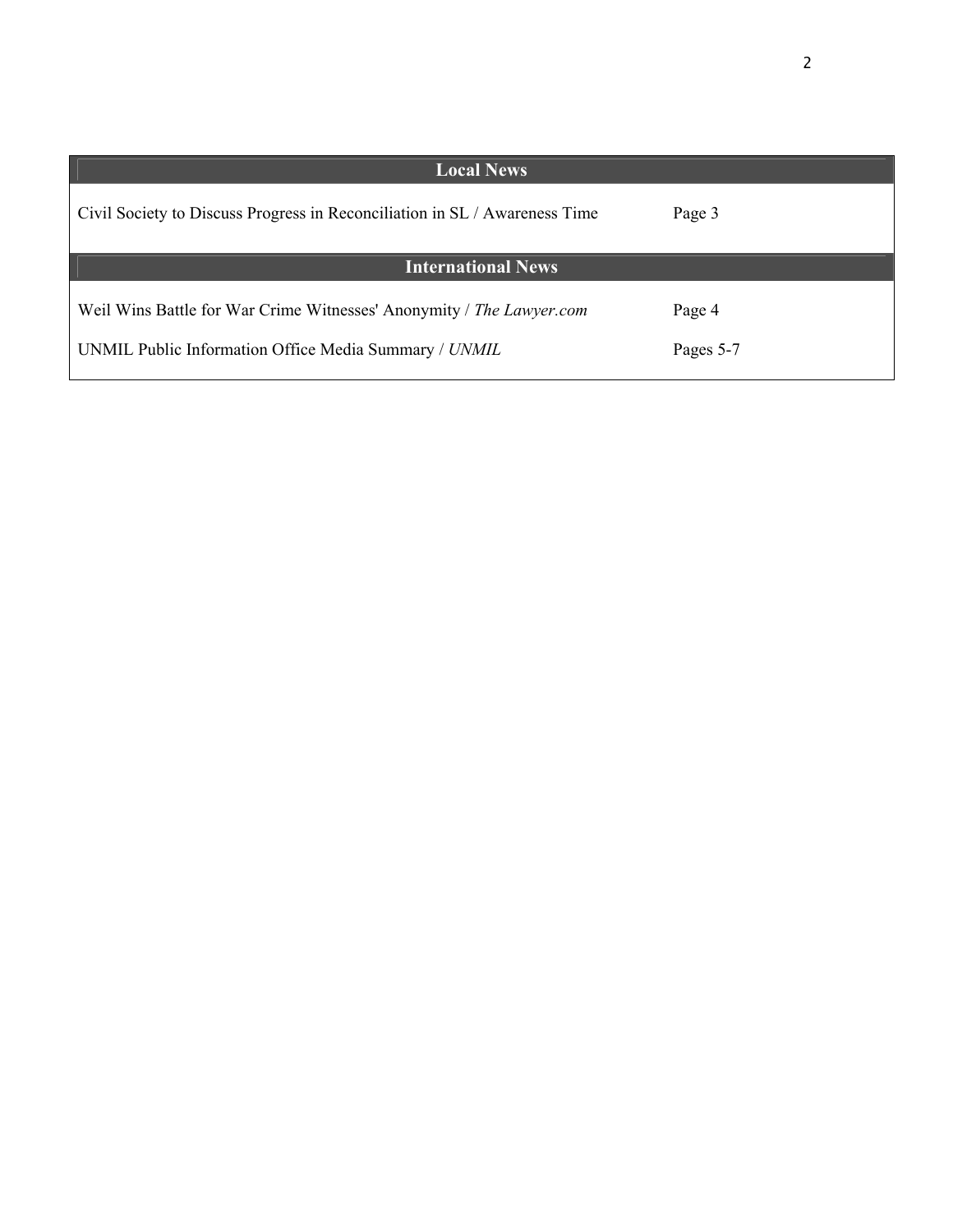| Local News | |
|---|---|
| Civil Society to Discuss Progress in Reconciliation in SL / Awareness Time | Page 3 |
| **International News** | |
| Weil Wins Battle for War Crime Witnesses' Anonymity / *The Lawyer.com* | Page 4 |
| UNMIL Public Information Office Media Summary / *UNMIL* | Pages 5-7 |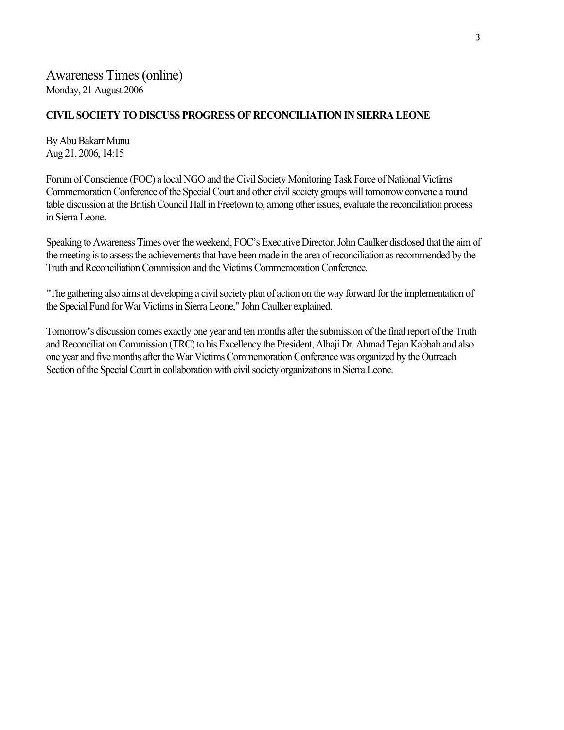# Awareness Times (online)

Monday, 21 August 2006

**CIVIL SOCIETY TO DISCUSS PROGRESS OF RECONCILIATION IN SIERRA LEONE**

By Abu Bakarr Munu
Aug 21, 2006, 14:15

Forum of Conscience (FOC) a local NGO and the Civil Society Monitoring Task Force of National Victims Commemoration Conference of the Special Court and other civil society groups will tomorrow convene a round table discussion at the British Council Hall in Freetown to, among other issues, evaluate the reconciliation process in Sierra Leone.

Speaking to Awareness Times over the weekend, FOC's Executive Director, John Caulker disclosed that the aim of the meeting is to assess the achievements that have been made in the area of reconciliation as recommended by the Truth and Reconciliation Commission and the Victims Commemoration Conference.

"The gathering also aims at developing a civil society plan of action on the way forward for the implementation of the Special Fund for War Victims in Sierra Leone," John Caulker explained.

Tomorrow's discussion comes exactly one year and ten months after the submission of the final report of the Truth and Reconciliation Commission (TRC) to his Excellency the President, Alhaji Dr. Ahmad Tejan Kabbah and also one year and five months after the War Victims Commemoration Conference was organized by the Outreach Section of the Special Court in collaboration with civil society organizations in Sierra Leone.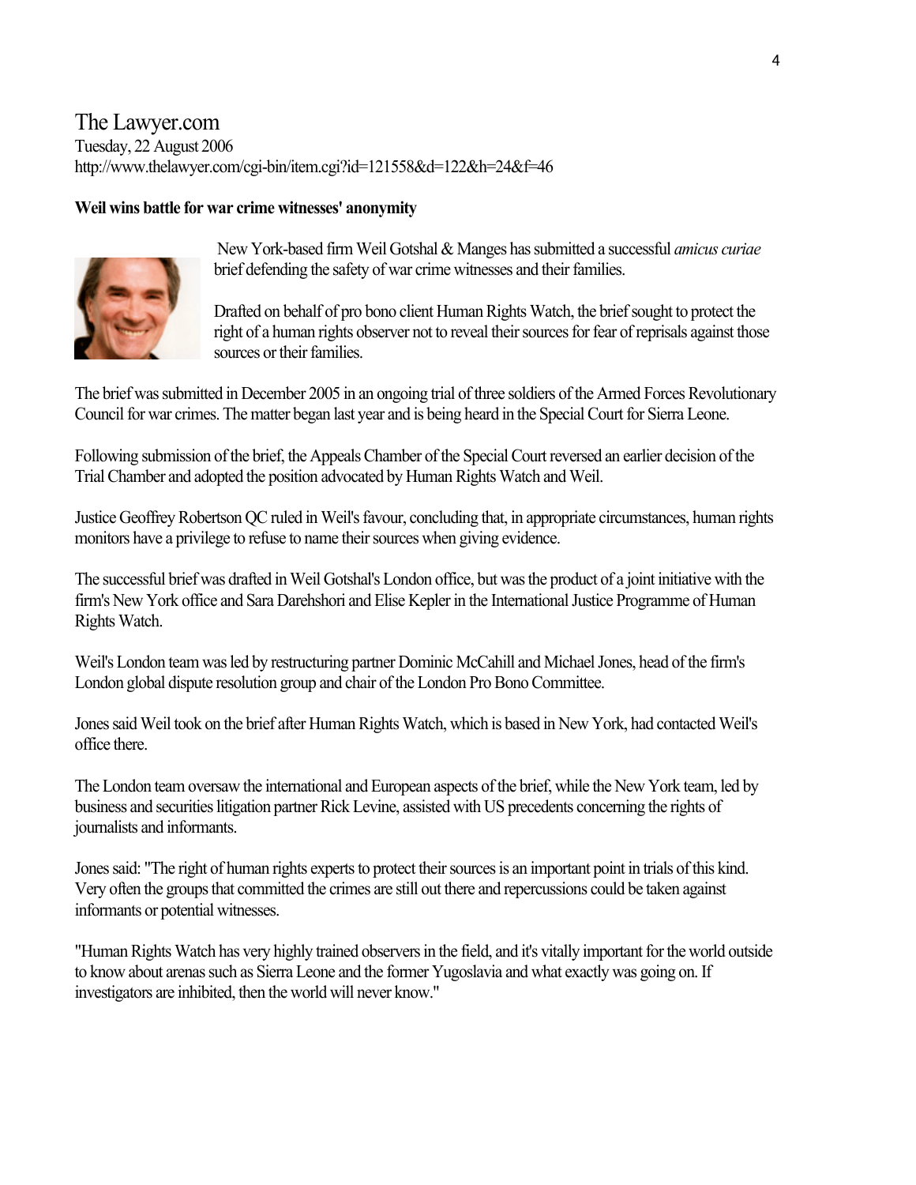The Lawyer.com
Tuesday, 22 August 2006
http://www.thelawyer.com/cgi-bin/item.cgi?id=121558&d=122&h=24&f=46

**Weil wins battle for war crime witnesses' anonymity**

New York-based firm Weil Gotshal & Manges has submitted a successful *amicus curiae* brief defending the safety of war crime witnesses and their families.

Drafted on behalf of pro bono client Human Rights Watch, the brief sought to protect the right of a human rights observer not to reveal their sources for fear of reprisals against those sources or their families.

The brief was submitted in December 2005 in an ongoing trial of three soldiers of the Armed Forces Revolutionary Council for war crimes. The matter began last year and is being heard in the Special Court for Sierra Leone.

Following submission of the brief, the Appeals Chamber of the Special Court reversed an earlier decision of the Trial Chamber and adopted the position advocated by Human Rights Watch and Weil.

Justice Geoffrey Robertson QC ruled in Weil's favour, concluding that, in appropriate circumstances, human rights monitors have a privilege to refuse to name their sources when giving evidence.

The successful brief was drafted in Weil Gotshal's London office, but was the product of a joint initiative with the firm's New York office and Sara Darehshori and Elise Kepler in the International Justice Programme of Human Rights Watch.

Weil's London team was led by restructuring partner Dominic McCahill and Michael Jones, head of the firm's London global dispute resolution group and chair of the London Pro Bono Committee.

Jones said Weil took on the brief after Human Rights Watch, which is based in New York, had contacted Weil's office there.

The London team oversaw the international and European aspects of the brief, while the New York team, led by business and securities litigation partner Rick Levine, assisted with US precedents concerning the rights of journalists and informants.

Jones said: "The right of human rights experts to protect their sources is an important point in trials of this kind. Very often the groups that committed the crimes are still out there and repercussions could be taken against informants or potential witnesses.

"Human Rights Watch has very highly trained observers in the field, and it's vitally important for the world outside to know about arenas such as Sierra Leone and the former Yugoslavia and what exactly was going on. If investigators are inhibited, then the world will never know."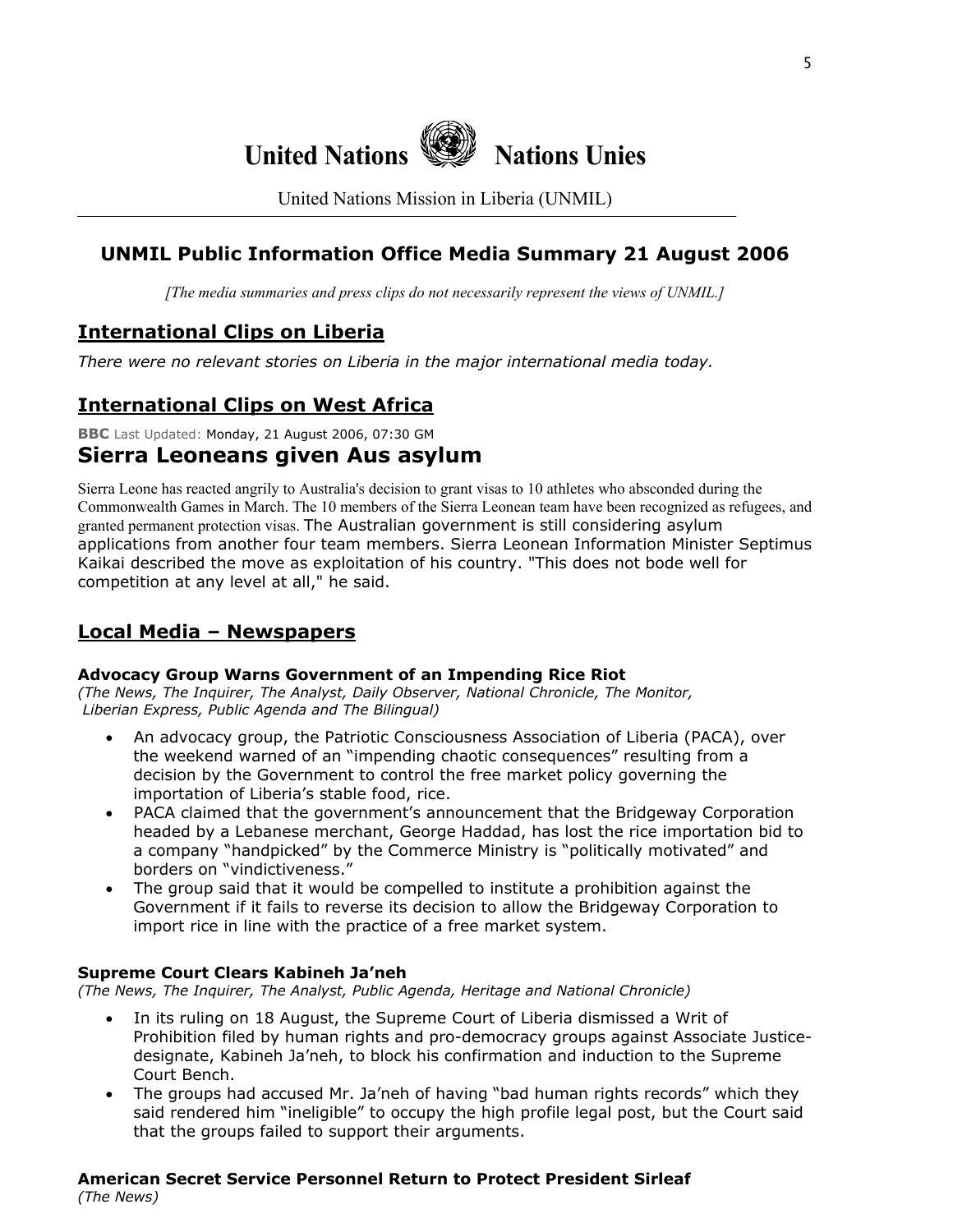# United Nations Nations Unies

United Nations Mission in Liberia (UNMIL)

## UNMIL Public Information Office Media Summary 21 August 2006

*[The media summaries and press clips do not necessarily represent the views of UNMIL.]*

## International Clips on Liberia

*There were no relevant stories on Liberia in the major international media today.*

## International Clips on West Africa

**BBC** Last Updated: Monday, 21 August 2006, 07:30 GM

### Sierra Leoneans given Aus asylum

Sierra Leone has reacted angrily to Australia's decision to grant visas to 10 athletes who absconded during the Commonwealth Games in March. The 10 members of the Sierra Leonean team have been recognized as refugees, and granted permanent protection visas. The Australian government is still considering asylum applications from another four team members. Sierra Leonean Information Minister Septimus Kaikai described the move as exploitation of his country. "This does not bode well for competition at any level at all," he said.

## Local Media – Newspapers

**Advocacy Group Warns Government of an Impending Rice Riot**
*(The News, The Inquirer, The Analyst, Daily Observer, National Chronicle, The Monitor, Liberian Express, Public Agenda and The Bilingual)*

- An advocacy group, the Patriotic Consciousness Association of Liberia (PACA), over the weekend warned of an "impending chaotic consequences" resulting from a decision by the Government to control the free market policy governing the importation of Liberia's stable food, rice.
- PACA claimed that the government's announcement that the Bridgeway Corporation headed by a Lebanese merchant, George Haddad, has lost the rice importation bid to a company "handpicked" by the Commerce Ministry is "politically motivated" and borders on "vindictiveness."
- The group said that it would be compelled to institute a prohibition against the Government if it fails to reverse its decision to allow the Bridgeway Corporation to import rice in line with the practice of a free market system.

**Supreme Court Clears Kabineh Ja'neh**
*(The News, The Inquirer, The Analyst, Public Agenda, Heritage and National Chronicle)*

- In its ruling on 18 August, the Supreme Court of Liberia dismissed a Writ of Prohibition filed by human rights and pro-democracy groups against Associate Justice-designate, Kabineh Ja'neh, to block his confirmation and induction to the Supreme Court Bench.
- The groups had accused Mr. Ja'neh of having "bad human rights records" which they said rendered him "ineligible" to occupy the high profile legal post, but the Court said that the groups failed to support their arguments.

**American Secret Service Personnel Return to Protect President Sirleaf**
*(The News)*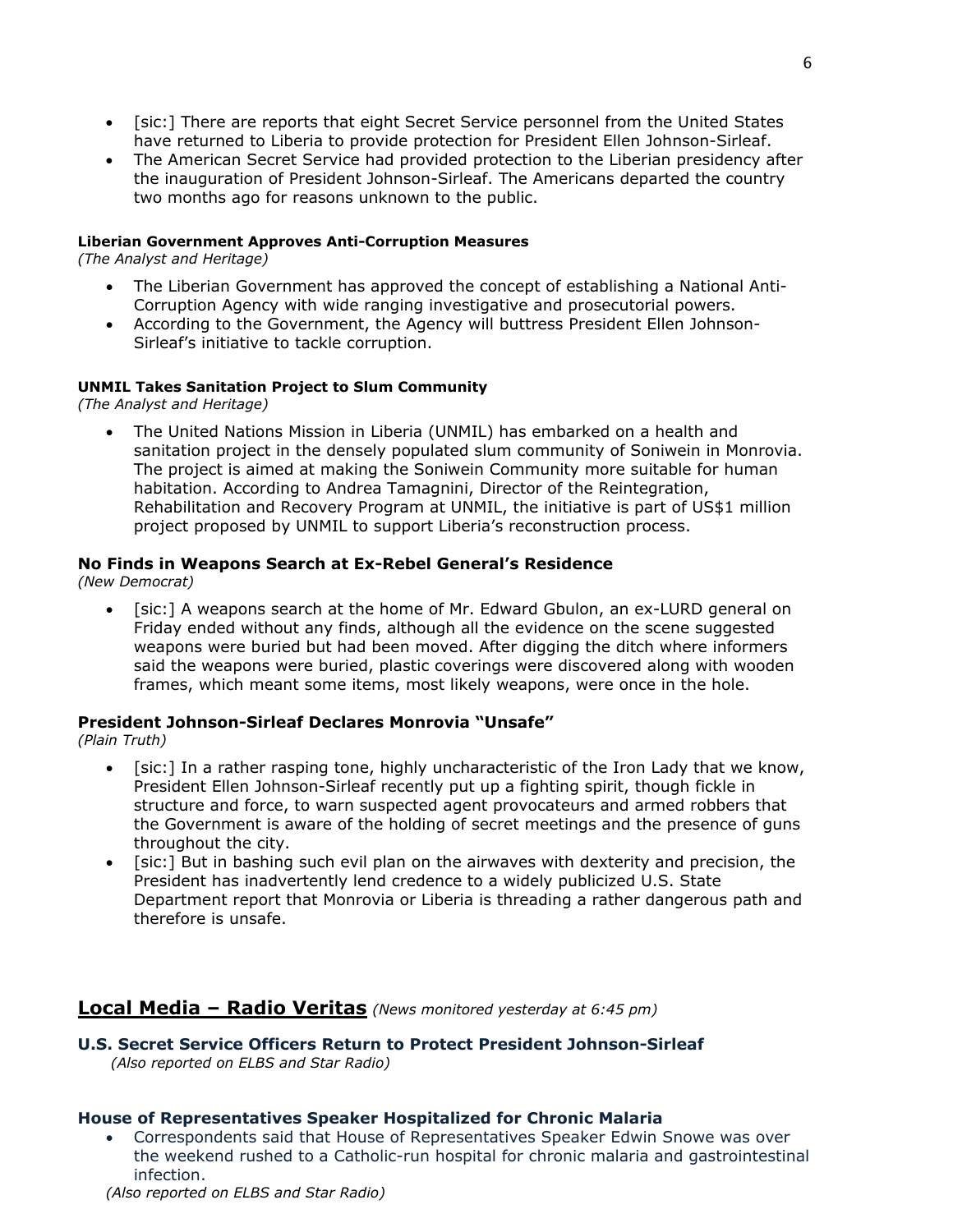- [sic:] There are reports that eight Secret Service personnel from the United States have returned to Liberia to provide protection for President Ellen Johnson-Sirleaf.
- The American Secret Service had provided protection to the Liberian presidency after the inauguration of President Johnson-Sirleaf. The Americans departed the country two months ago for reasons unknown to the public.

#### Liberian Government Approves Anti-Corruption Measures

*(The Analyst and Heritage)*

- The Liberian Government has approved the concept of establishing a National Anti-Corruption Agency with wide ranging investigative and prosecutorial powers.
- According to the Government, the Agency will buttress President Ellen Johnson-Sirleaf's initiative to tackle corruption.

#### UNMIL Takes Sanitation Project to Slum Community

*(The Analyst and Heritage)*

- The United Nations Mission in Liberia (UNMIL) has embarked on a health and sanitation project in the densely populated slum community of Soniwein in Monrovia. The project is aimed at making the Soniwein Community more suitable for human habitation. According to Andrea Tamagnini, Director of the Reintegration, Rehabilitation and Recovery Program at UNMIL, the initiative is part of US$1 million project proposed by UNMIL to support Liberia's reconstruction process.

### No Finds in Weapons Search at Ex-Rebel General's Residence

*(New Democrat)*

- [sic:] A weapons search at the home of Mr. Edward Gbulon, an ex-LURD general on Friday ended without any finds, although all the evidence on the scene suggested weapons were buried but had been moved. After digging the ditch where informers said the weapons were buried, plastic coverings were discovered along with wooden frames, which meant some items, most likely weapons, were once in the hole.

### President Johnson-Sirleaf Declares Monrovia "Unsafe"

*(Plain Truth)*

- [sic:] In a rather rasping tone, highly uncharacteristic of the Iron Lady that we know, President Ellen Johnson-Sirleaf recently put up a fighting spirit, though fickle in structure and force, to warn suspected agent provocateurs and armed robbers that the Government is aware of the holding of secret meetings and the presence of guns throughout the city.
- [sic:] But in bashing such evil plan on the airwaves with dexterity and precision, the President has inadvertently lend credence to a widely publicized U.S. State Department report that Monrovia or Liberia is threading a rather dangerous path and therefore is unsafe.

## Local Media – Radio Veritas *(News monitored yesterday at 6:45 pm)*

### U.S. Secret Service Officers Return to Protect President Johnson-Sirleaf

*(Also reported on ELBS and Star Radio)*

### House of Representatives Speaker Hospitalized for Chronic Malaria

- Correspondents said that House of Representatives Speaker Edwin Snowe was over the weekend rushed to a Catholic-run hospital for chronic malaria and gastrointestinal infection.

*(Also reported on ELBS and Star Radio)*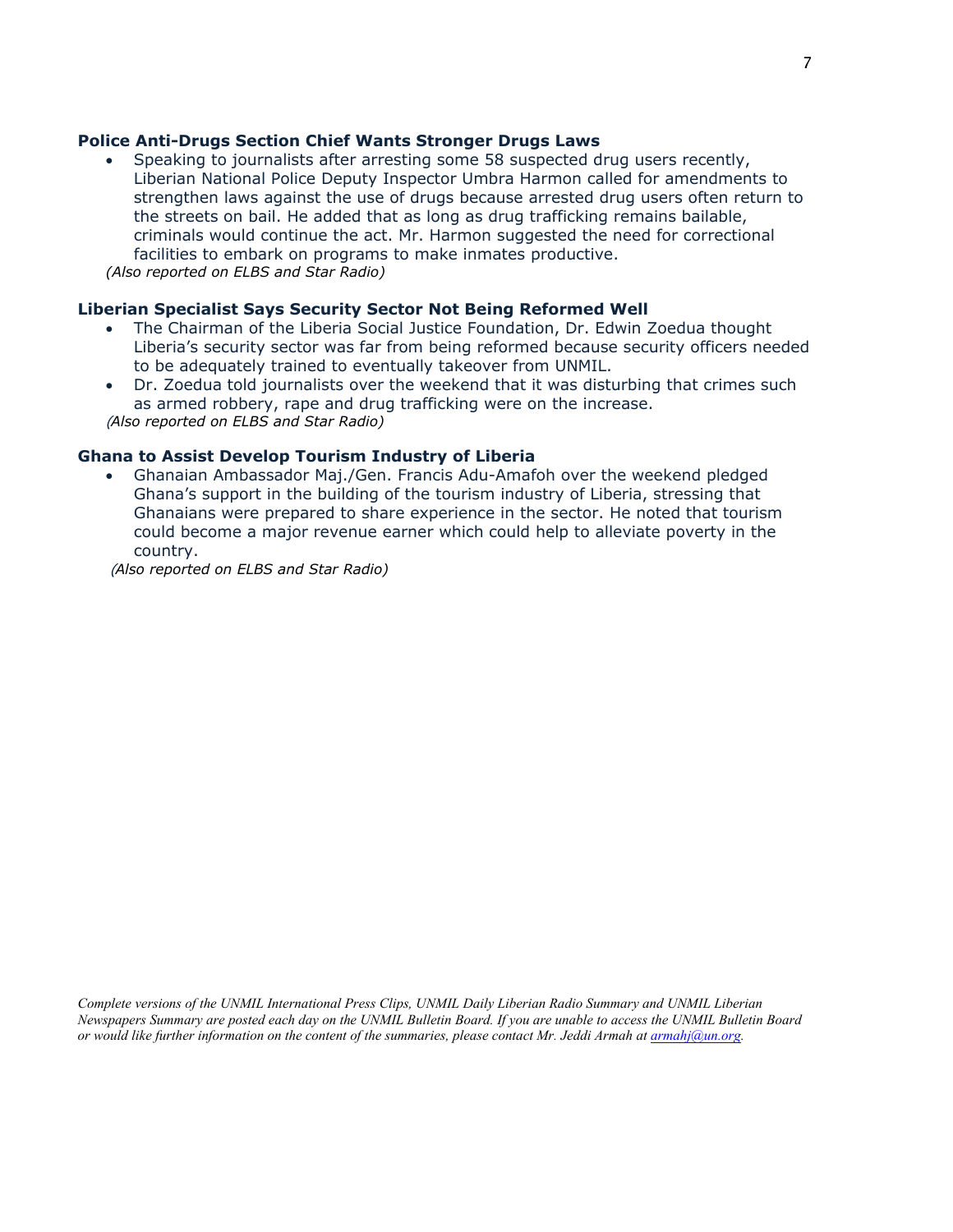**Police Anti-Drugs Section Chief Wants Stronger Drugs Laws**

- Speaking to journalists after arresting some 58 suspected drug users recently, Liberian National Police Deputy Inspector Umbra Harmon called for amendments to strengthen laws against the use of drugs because arrested drug users often return to the streets on bail. He added that as long as drug trafficking remains bailable, criminals would continue the act. Mr. Harmon suggested the need for correctional facilities to embark on programs to make inmates productive.

*(Also reported on ELBS and Star Radio)*

**Liberian Specialist Says Security Sector Not Being Reformed Well**

- The Chairman of the Liberia Social Justice Foundation, Dr. Edwin Zoedua thought Liberia's security sector was far from being reformed because security officers needed to be adequately trained to eventually takeover from UNMIL.
- Dr. Zoedua told journalists over the weekend that it was disturbing that crimes such as armed robbery, rape and drug trafficking were on the increase.

*(Also reported on ELBS and Star Radio)*

**Ghana to Assist Develop Tourism Industry of Liberia**

- Ghanaian Ambassador Maj./Gen. Francis Adu-Amafoh over the weekend pledged Ghana's support in the building of the tourism industry of Liberia, stressing that Ghanaians were prepared to share experience in the sector. He noted that tourism could become a major revenue earner which could help to alleviate poverty in the country.

*(Also reported on ELBS and Star Radio)*

*Complete versions of the UNMIL International Press Clips, UNMIL Daily Liberian Radio Summary and UNMIL Liberian Newspapers Summary are posted each day on the UNMIL Bulletin Board. If you are unable to access the UNMIL Bulletin Board or would like further information on the content of the summaries, please contact Mr. Jeddi Armah at armahj@un.org.*